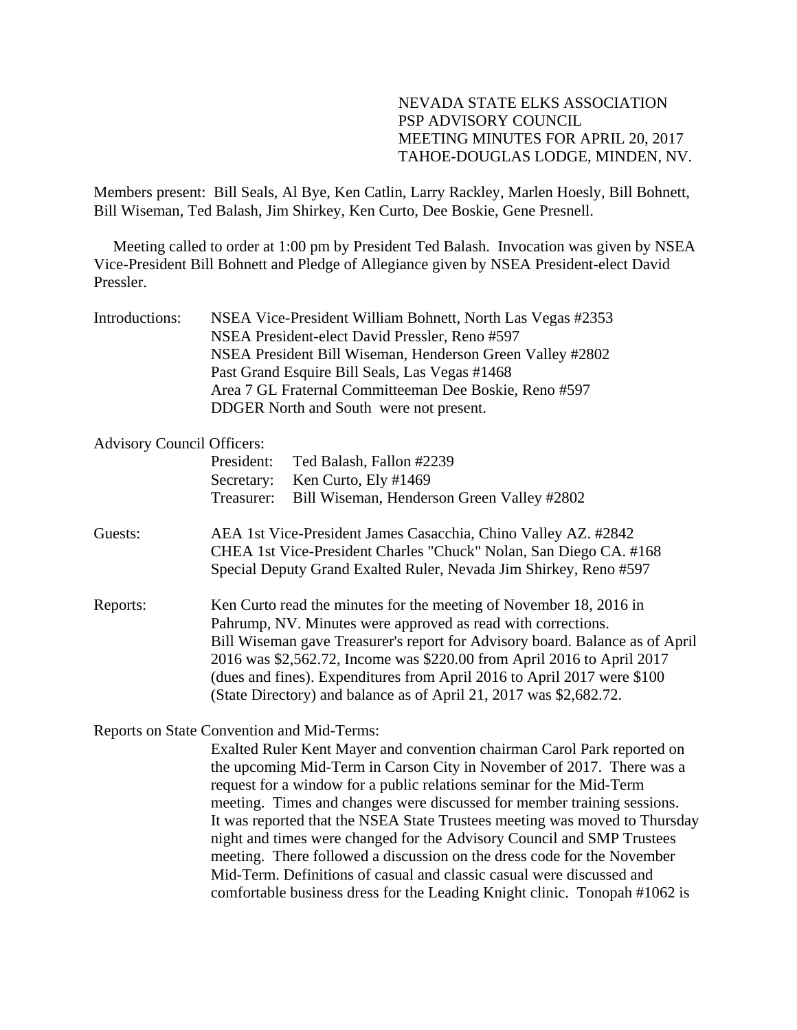NEVADA STATE ELKS ASSOCIATION
PSP ADVISORY COUNCIL
MEETING MINUTES FOR APRIL 20, 2017
TAHOE-DOUGLAS LODGE, MINDEN, NV.

Members present: Bill Seals, Al Bye, Ken Catlin, Larry Rackley, Marlen Hoesly, Bill Bohnett, Bill Wiseman, Ted Balash, Jim Shirkey, Ken Curto, Dee Boskie, Gene Presnell.

Meeting called to order at 1:00 pm by President Ted Balash. Invocation was given by NSEA Vice-President Bill Bohnett and Pledge of Allegiance given by NSEA President-elect David Pressler.

Introductions:
NSEA Vice-President William Bohnett, North Las Vegas #2353
NSEA President-elect David Pressler, Reno #597
NSEA President Bill Wiseman, Henderson Green Valley #2802
Past Grand Esquire Bill Seals, Las Vegas #1468
Area 7 GL Fraternal Committeeman Dee Boskie, Reno #597
DDGER North and South were not present.

Advisory Council Officers:

| | |
|---|---|
| President: | Ted Balash, Fallon #2239 |
| Secretary: | Ken Curto, Ely #1469 |
| Treasurer: | Bill Wiseman, Henderson Green Valley #2802 |

Guests:
AEA 1st Vice-President James Casacchia, Chino Valley AZ. #2842
CHEA 1st Vice-President Charles "Chuck" Nolan, San Diego CA. #168
Special Deputy Grand Exalted Ruler, Nevada Jim Shirkey, Reno #597

Reports:
Ken Curto read the minutes for the meeting of November 18, 2016 in Pahrump, NV. Minutes were approved as read with corrections.
Bill Wiseman gave Treasurer's report for Advisory board. Balance as of April 2016 was $2,562.72, Income was $220.00 from April 2016 to April 2017 (dues and fines). Expenditures from April 2016 to April 2017 were $100 (State Directory) and balance as of April 21, 2017 was $2,682.72.

Reports on State Convention and Mid-Terms:

Exalted Ruler Kent Mayer and convention chairman Carol Park reported on the upcoming Mid-Term in Carson City in November of 2017. There was a request for a window for a public relations seminar for the Mid-Term meeting. Times and changes were discussed for member training sessions. It was reported that the NSEA State Trustees meeting was moved to Thursday night and times were changed for the Advisory Council and SMP Trustees meeting. There followed a discussion on the dress code for the November Mid-Term. Definitions of casual and classic casual were discussed and comfortable business dress for the Leading Knight clinic. Tonopah #1062 is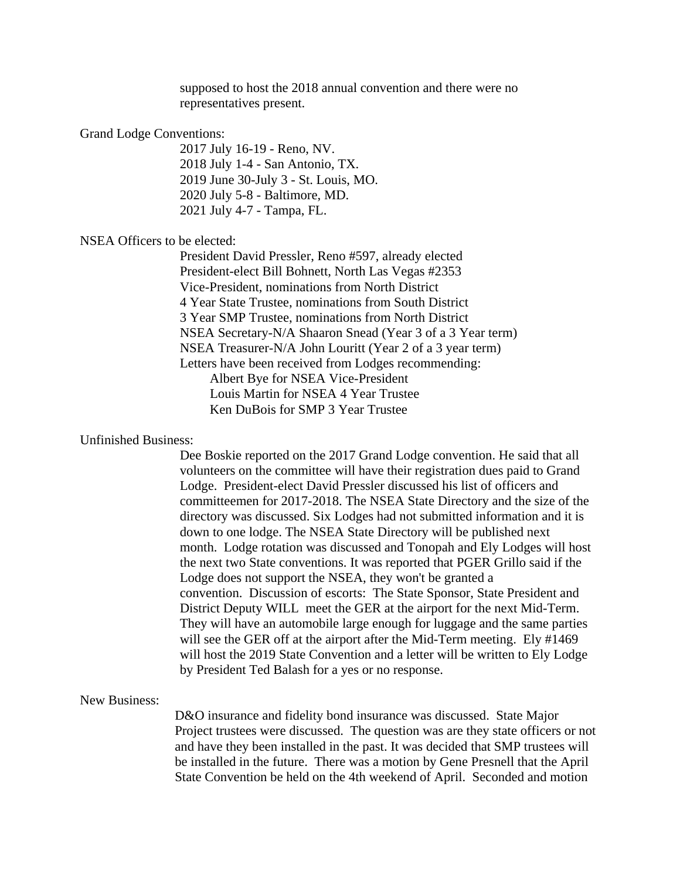supposed to host the 2018 annual convention and there were no representatives present.

Grand Lodge Conventions:

2017 July 16-19 - Reno, NV.
2018 July 1-4 - San Antonio, TX.
2019 June 30-July 3 - St. Louis, MO.
2020 July 5-8 - Baltimore, MD.
2021 July 4-7 - Tampa, FL.

NSEA Officers to be elected:

President David Pressler, Reno #597, already elected
President-elect Bill Bohnett, North Las Vegas #2353
Vice-President, nominations from North District
4 Year State Trustee, nominations from South District
3 Year SMP Trustee, nominations from North District
NSEA Secretary-N/A Shaaron Snead (Year 3 of a 3 Year term)
NSEA Treasurer-N/A John Louritt (Year 2 of a 3 year term)
Letters have been received from Lodges recommending:
  Albert Bye for NSEA Vice-President
  Louis Martin for NSEA 4 Year Trustee
  Ken DuBois for SMP 3 Year Trustee

Unfinished Business:

Dee Boskie reported on the 2017 Grand Lodge convention. He said that all volunteers on the committee will have their registration dues paid to Grand Lodge. President-elect David Pressler discussed his list of officers and committeemen for 2017-2018. The NSEA State Directory and the size of the directory was discussed. Six Lodges had not submitted information and it is down to one lodge. The NSEA State Directory will be published next month. Lodge rotation was discussed and Tonopah and Ely Lodges will host the next two State conventions. It was reported that PGER Grillo said if the Lodge does not support the NSEA, they won't be granted a convention. Discussion of escorts: The State Sponsor, State President and District Deputy WILL meet the GER at the airport for the next Mid-Term. They will have an automobile large enough for luggage and the same parties will see the GER off at the airport after the Mid-Term meeting. Ely #1469 will host the 2019 State Convention and a letter will be written to Ely Lodge by President Ted Balash for a yes or no response.

New Business:

D&O insurance and fidelity bond insurance was discussed. State Major Project trustees were discussed. The question was are they state officers or not and have they been installed in the past. It was decided that SMP trustees will be installed in the future. There was a motion by Gene Presnell that the April State Convention be held on the 4th weekend of April. Seconded and motion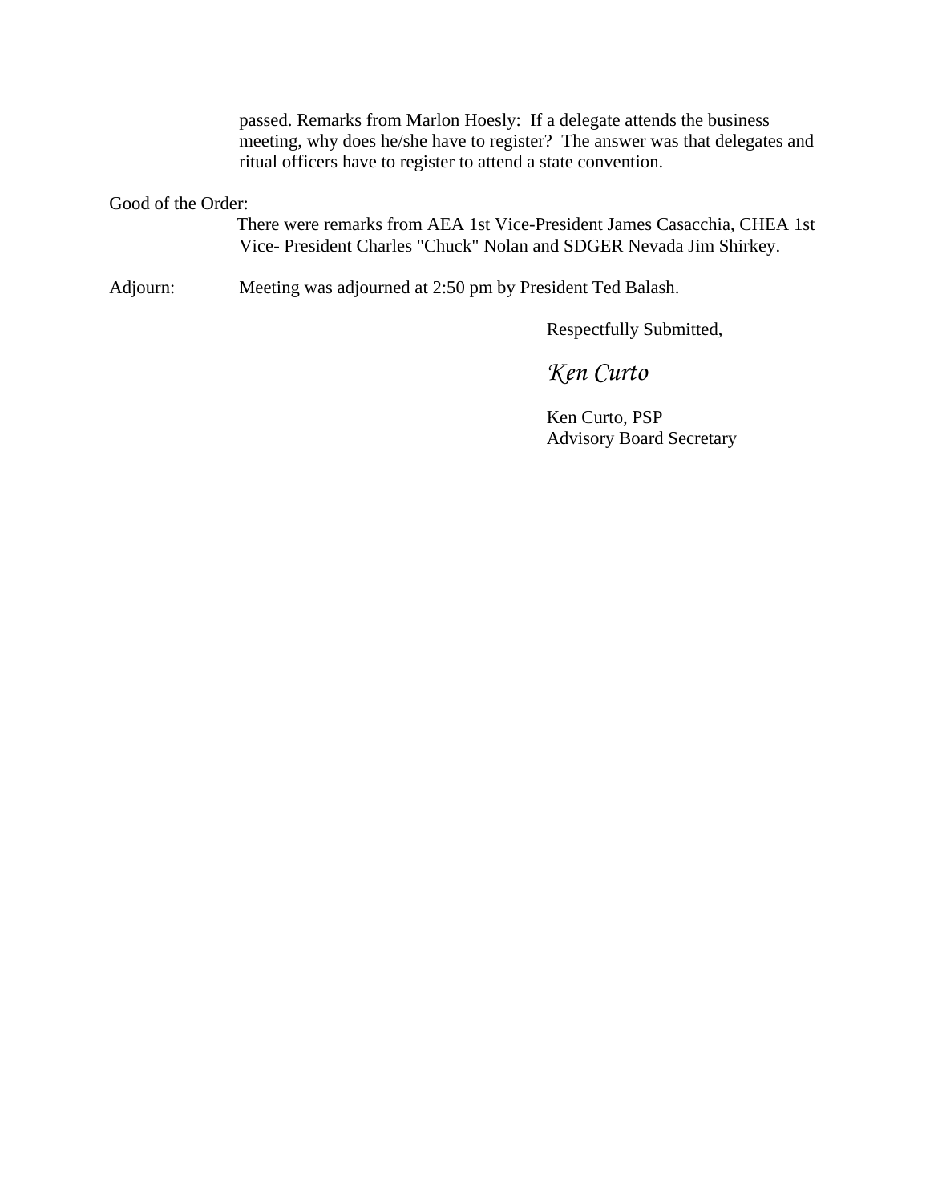passed. Remarks from Marlon Hoesly: If a delegate attends the business meeting, why does he/she have to register? The answer was that delegates and ritual officers have to register to attend a state convention.

Good of the Order:

There were remarks from AEA 1st Vice-President James Casacchia, CHEA 1st Vice- President Charles "Chuck" Nolan and SDGER Nevada Jim Shirkey.

Adjourn: Meeting was adjourned at 2:50 pm by President Ted Balash.

Respectfully Submitted,

*Ken Curto*

Ken Curto, PSP
Advisory Board Secretary